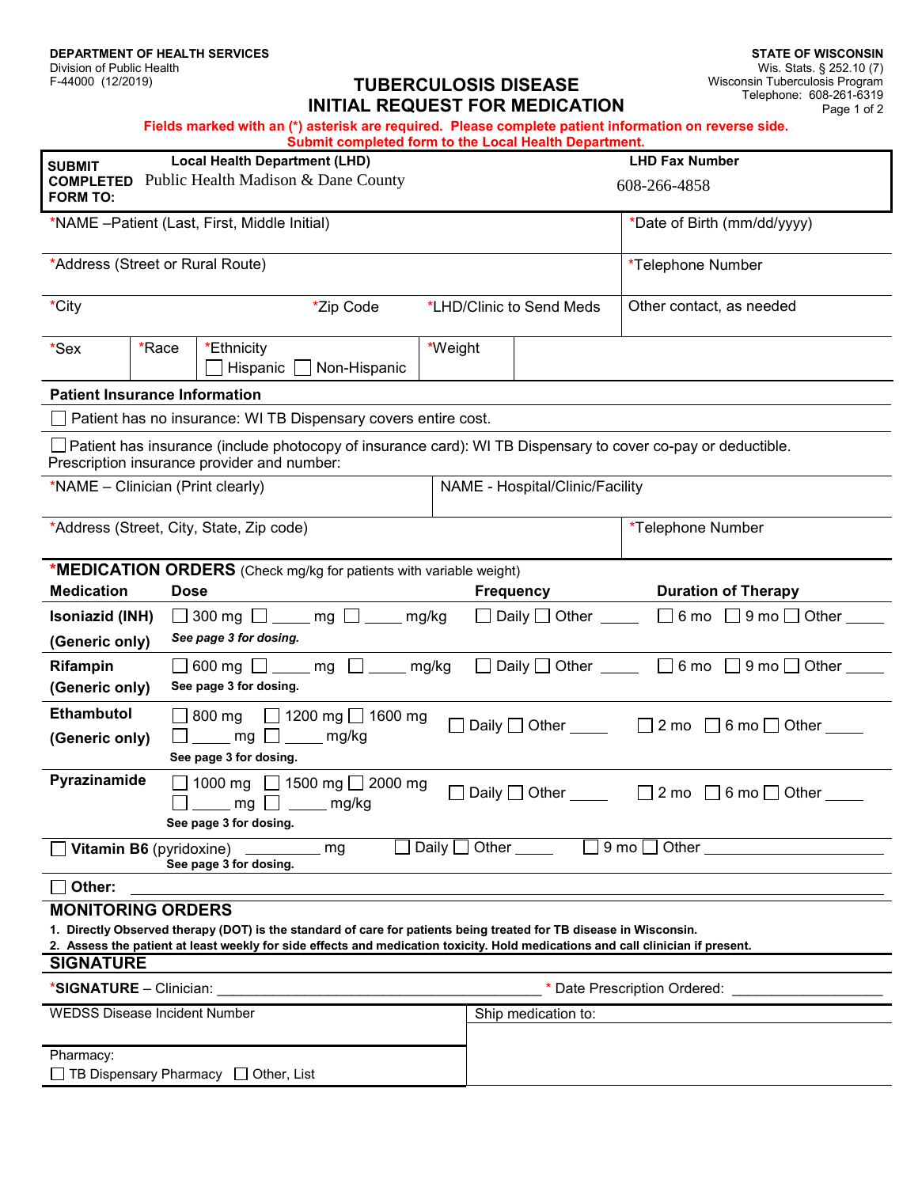DEPARTMENT OF HEALTH SERVICES
Division of Public Health
F-44000 (12/2019)

STATE OF WISCONSIN
Wis. Stats. § 252.10 (7)
Wisconsin Tuberculosis Program
Telephone: 608-261-6319

# TUBERCULOSIS DISEASE INITIAL REQUEST FOR MEDICATION

**Fields marked with an (*) asterisk are required. Please complete patient information on reverse side.**
**Submit completed form to the Local Health Department.**

| | | |
|---|---|---|
| **SUBMIT COMPLETED FORM TO:** | **Local Health Department (LHD)** Public Health Madison & Dane County | **LHD Fax Number** 608-266-4858 |

| | | | |
|---|---|---|---|
| *NAME –Patient (Last, First, Middle Initial) | | | *Date of Birth (mm/dd/yyyy) |
| *Address (Street or Rural Route) | | | *Telephone Number |
| *City | *Zip Code | *LHD/Clinic to Send Meds | Other contact, as needed |
| *Sex | *Race | *Ethnicity ☐ Hispanic ☐ Non-Hispanic | *Weight |

**Patient Insurance Information**

☐ Patient has no insurance: WI TB Dispensary covers entire cost.

☐ Patient has insurance (include photocopy of insurance card): WI TB Dispensary to cover co-pay or deductible.
Prescription insurance provider and number:

| | |
|---|---|
| *NAME – Clinician (Print clearly) | NAME - Hospital/Clinic/Facility |
| *Address (Street, City, State, Zip code) | *Telephone Number |

## *MEDICATION ORDERS (Check mg/kg for patients with variable weight)

| Medication | Dose | Frequency | Duration of Therapy |
|---|---|---|---|
| **Isoniazid (INH) (Generic only)** | ☐ 300 mg ☐ ____ mg ☐ ____ mg/kg *See page 3 for dosing.* | ☐ Daily ☐ Other ____ | ☐ 6 mo ☐ 9 mo ☐ Other ____ |
| **Rifampin (Generic only)** | ☐ 600 mg ☐ ____ mg ☐ ____ mg/kg See page 3 for dosing. | ☐ Daily ☐ Other ____ | ☐ 6 mo ☐ 9 mo ☐ Other ____ |
| **Ethambutol (Generic only)** | ☐ 800 mg ☐ 1200 mg ☐ 1600 mg ☐ ____ mg ☐ ____ mg/kg See page 3 for dosing. | ☐ Daily ☐ Other ____ | ☐ 2 mo ☐ 6 mo ☐ Other ____ |
| **Pyrazinamide** | ☐ 1000 mg ☐ 1500 mg ☐ 2000 mg ☐ ____ mg ☐ ____ mg/kg See page 3 for dosing. | ☐ Daily ☐ Other ____ | ☐ 2 mo ☐ 6 mo ☐ Other ____ |
| ☐ **Vitamin B6** (pyridoxine) | ________ mg See page 3 for dosing. | ☐ Daily ☐ Other ____ | ☐ 9 mo ☐ Other ____ |

☐ **Other:** ____________________

## MONITORING ORDERS

1. **Directly Observed therapy (DOT) is the standard of care for patients being treated for TB disease in Wisconsin.**
2. **Assess the patient at least weekly for side effects and medication toxicity. Hold medications and call clinician if present.**

## SIGNATURE

***SIGNATURE** – Clinician: ____________________ * Date Prescription Ordered: ____________

| | |
|---|---|
| WEDSS Disease Incident Number | Ship medication to: |
| Pharmacy: ☐ TB Dispensary Pharmacy ☐ Other, List | |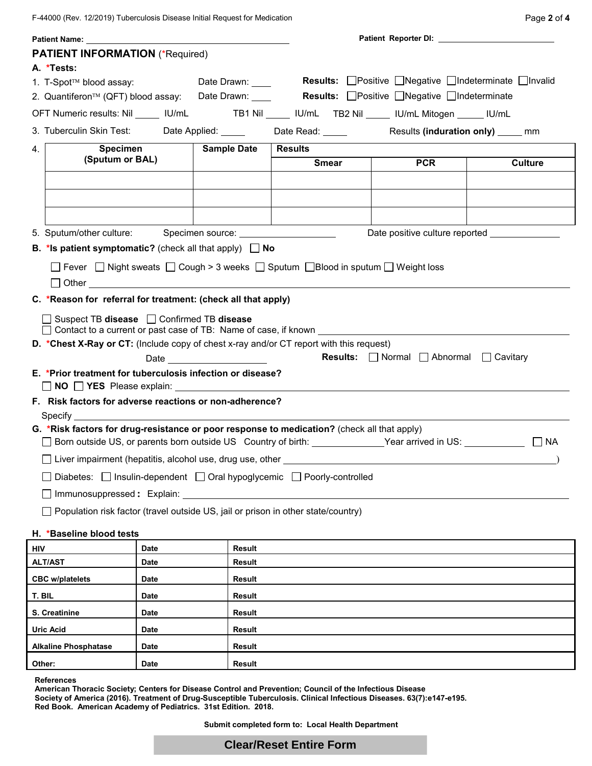Patient Name: ______________________ Patient Reporter DI: ______________________

## PATIENT INFORMATION (*Required)

### A. *Tests:

1. T-Spot™ blood assay: Date Drawn: ____ **Results:** ☐Positive ☐Negative ☐Indeterminate ☐Invalid
2. Quantiferon™ (QFT) blood assay: Date Drawn: ____ **Results:** ☐Positive ☐Negative ☐Indeterminate

OFT Numeric results: Nil _____ IU/mL TB1 Nil _____ IU/mL TB2 Nil _____ IU/mL Mitogen _____ IU/mL

3. Tuberculin Skin Test: Date Applied: _____ Date Read: _____ Results **(induration only)** _____ mm

4.

| Specimen (Sputum or BAL) | Sample Date | Results | | |
|---|---|---|---|---|
| | | Smear | PCR | Culture |
| | | | | |
| | | | | |
| | | | | |

5. Sputum/other culture: Specimen source: ______________ Date positive culture reported ______________

### B. *Is patient symptomatic? (check all that apply) ☐ No

☐ Fever ☐ Night sweats ☐ Cough > 3 weeks ☐ Sputum ☐Blood in sputum ☐ Weight loss

☐ Other ______________________

### C. *Reason for referral for treatment: (check all that apply)

☐ Suspect TB **disease** ☐ Confirmed TB **disease**
☐ Contact to a current or past case of TB: Name of case, if known ______________________

### D. *Chest X-Ray or CT: (Include copy of chest x-ray and/or CT report with this request)

Date ______________ **Results:** ☐ Normal ☐ Abnormal ☐ Cavitary

### E. *Prior treatment for tuberculosis infection or disease?

☐ **NO** ☐ **YES** Please explain: ______________________

### F. Risk factors for adverse reactions or non-adherence?

Specify ______________________

### G. *Risk factors for drug-resistance or poor response to medication? (check all that apply)

☐ Born outside US, or parents born outside US Country of birth: ______________ Year arrived in US: ______________ ☐ NA

☐ Liver impairment (hepatitis, alcohol use, drug use, other ______________________)

☐ Diabetes: ☐ Insulin-dependent ☐ Oral hypoglycemic ☐ Poorly-controlled

☐ Immunosuppressed **:** Explain: ______________________

☐ Population risk factor (travel outside US, jail or prison in other state/country)

### H. *Baseline blood tests

| | | |
|---|---|---|
| **HIV** | **Date** | **Result** |
| **ALT/AST** | **Date** | **Result** |
| **CBC w/platelets** | **Date** | **Result** |
| **T. BIL** | **Date** | **Result** |
| **S. Creatinine** | **Date** | **Result** |
| **Uric Acid** | **Date** | **Result** |
| **Alkaline Phosphatase** | **Date** | **Result** |
| **Other:** | **Date** | **Result** |

**References**
**American Thoracic Society; Centers for Disease Control and Prevention; Council of the Infectious Disease Society of America (2016). Treatment of Drug-Susceptible Tuberculosis. Clinical Infectious Diseases. 63(7):e147-e195.**
**Red Book. American Academy of Pediatrics. 31st Edition. 2018.**

**Submit completed form to: Local Health Department**

**Clear/Reset Entire Form**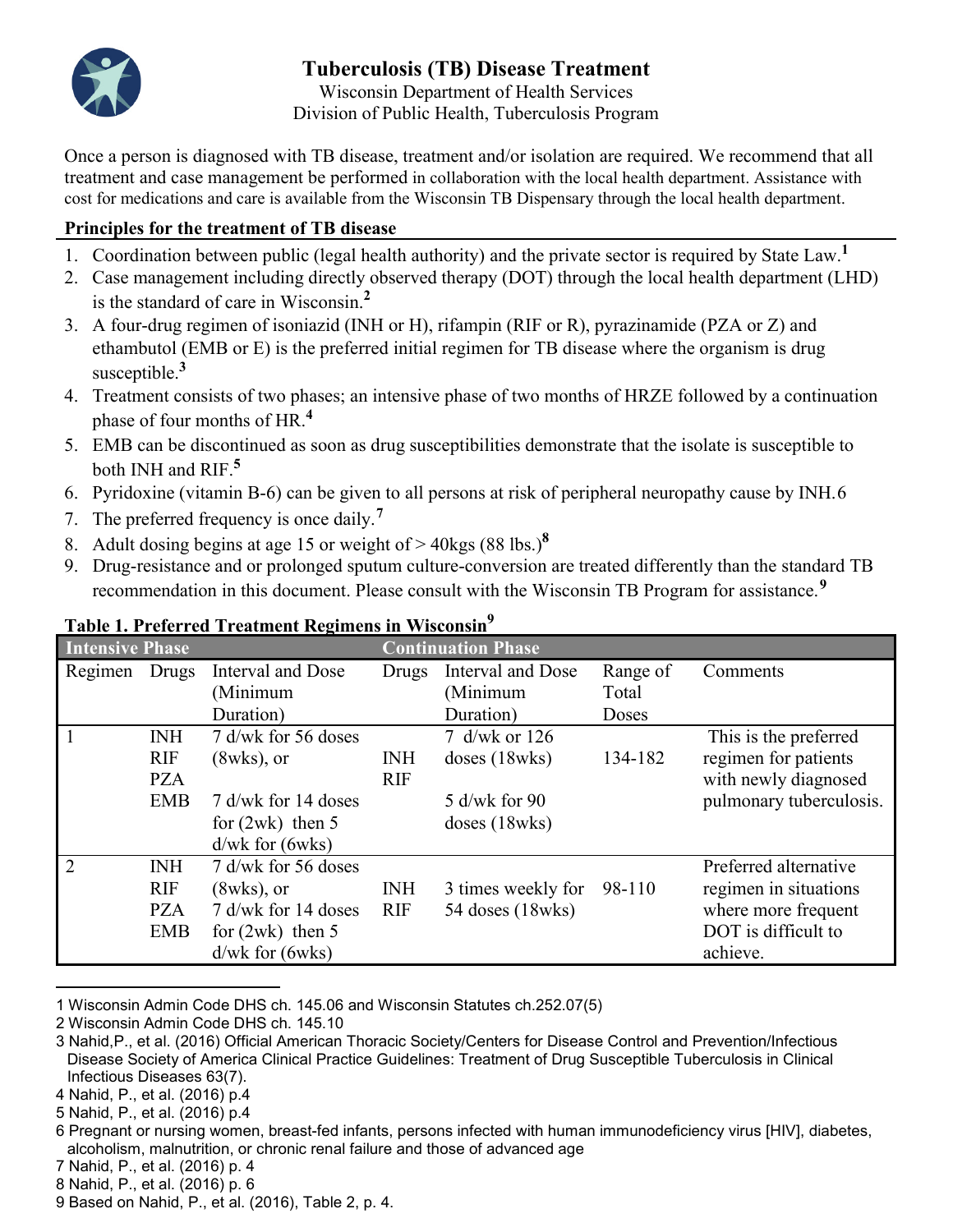# Tuberculosis (TB) Disease Treatment

Wisconsin Department of Health Services
Division of Public Health, Tuberculosis Program

Once a person is diagnosed with TB disease, treatment and/or isolation are required. We recommend that all treatment and case management be performed in collaboration with the local health department. Assistance with cost for medications and care is available from the Wisconsin TB Dispensary through the local health department.

## Principles for the treatment of TB disease

1. Coordination between public (legal health authority) and the private sector is required by State Law.[1]
2. Case management including directly observed therapy (DOT) through the local health department (LHD) is the standard of care in Wisconsin.[2]
3. A four-drug regimen of isoniazid (INH or H), rifampin (RIF or R), pyrazinamide (PZA or Z) and ethambutol (EMB or E) is the preferred initial regimen for TB disease where the organism is drug susceptible.[3]
4. Treatment consists of two phases; an intensive phase of two months of HRZE followed by a continuation phase of four months of HR.[4]
5. EMB can be discontinued as soon as drug susceptibilities demonstrate that the isolate is susceptible to both INH and RIF.[5]
6. Pyridoxine (vitamin B-6) can be given to all persons at risk of peripheral neuropathy cause by INH.6
7. The preferred frequency is once daily.[7]
8. Adult dosing begins at age 15 or weight of > 40kgs (88 lbs.)[8]
9. Drug-resistance and or prolonged sputum culture-conversion are treated differently than the standard TB recommendation in this document. Please consult with the Wisconsin TB Program for assistance.[9]

**Table 1. Preferred Treatment Regimens in Wisconsin[9]**

| Intensive Phase | | | Continuation Phase | | | |
|---|---|---|---|---|---|---|
| Regimen | Drugs | Interval and Dose (Minimum Duration) | Drugs | Interval and Dose (Minimum Duration) | Range of Total Doses | Comments |
| 1 | INH RIF PZA EMB | 7 d/wk for 56 doses (8wks), or 7 d/wk for 14 doses for (2wk) then 5 d/wk for (6wks) | INH RIF | 7 d/wk or 126 doses (18wks) 5 d/wk for 90 doses (18wks) | 134-182 | This is the preferred regimen for patients with newly diagnosed pulmonary tuberculosis. |
| 2 | INH RIF PZA EMB | 7 d/wk for 56 doses (8wks), or 7 d/wk for 14 doses for (2wk) then 5 d/wk for (6wks) | INH RIF | 3 times weekly for 54 doses (18wks) | 98-110 | Preferred alternative regimen in situations where more frequent DOT is difficult to achieve. |

---

1 Wisconsin Admin Code DHS ch. 145.06 and Wisconsin Statutes ch.252.07(5)
2 Wisconsin Admin Code DHS ch. 145.10
3 Nahid,P., et al. (2016) Official American Thoracic Society/Centers for Disease Control and Prevention/Infectious Disease Society of America Clinical Practice Guidelines: Treatment of Drug Susceptible Tuberculosis in Clinical Infectious Diseases 63(7).
4 Nahid, P., et al. (2016) p.4
5 Nahid, P., et al. (2016) p.4
6 Pregnant or nursing women, breast-fed infants, persons infected with human immunodeficiency virus [HIV], diabetes, alcoholism, malnutrition, or chronic renal failure and those of advanced age
7 Nahid, P., et al. (2016) p. 4
8 Nahid, P., et al. (2016) p. 6
9 Based on Nahid, P., et al. (2016), Table 2, p. 4.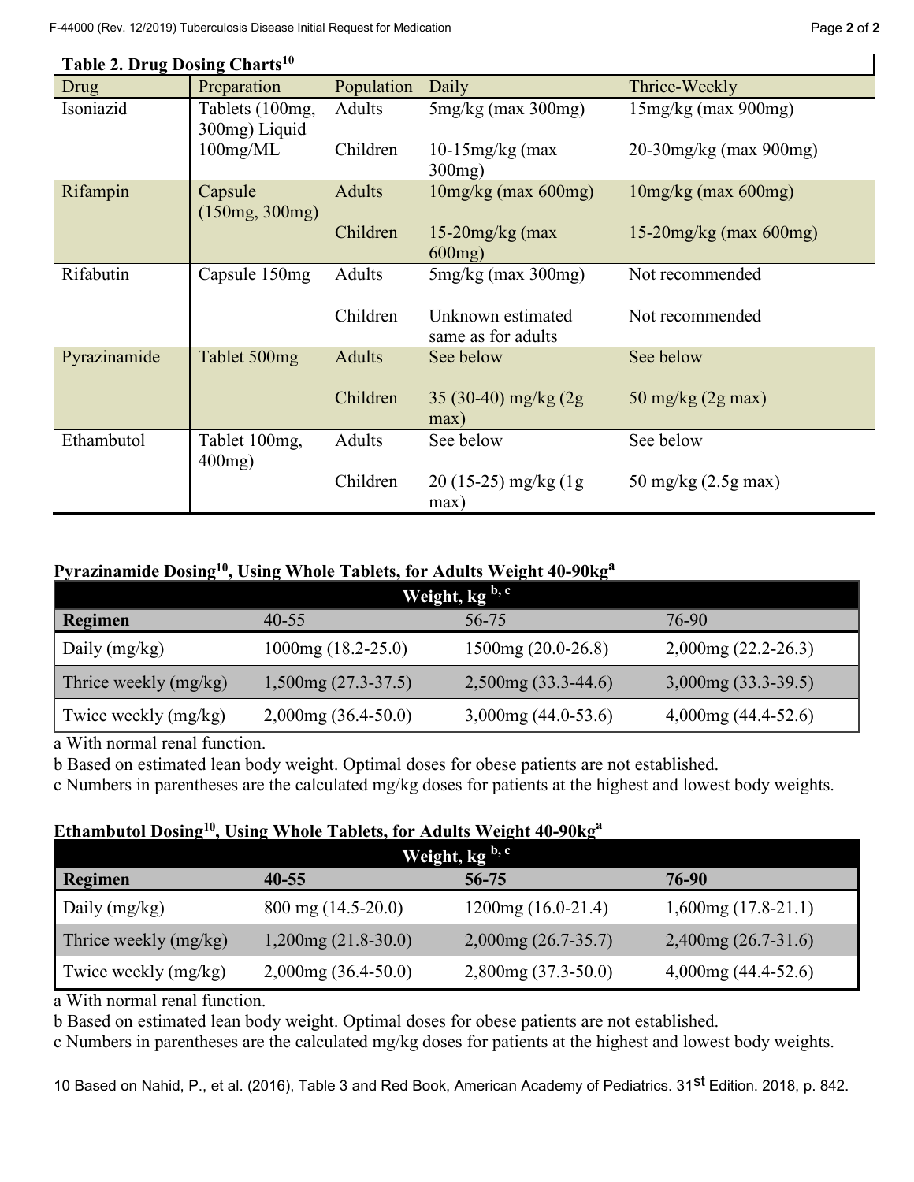**Table 2. Drug Dosing Charts[10]**

| Drug | Preparation | Population | Daily | Thrice-Weekly |
|---|---|---|---|---|
| Isoniazid | Tablets (100mg, 300mg) Liquid 100mg/ML | Adults | 5mg/kg (max 300mg) | 15mg/kg (max 900mg) |
| | | Children | 10-15mg/kg (max 300mg) | 20-30mg/kg (max 900mg) |
| Rifampin | Capsule (150mg, 300mg) | Adults | 10mg/kg (max 600mg) | 10mg/kg (max 600mg) |
| | | Children | 15-20mg/kg (max 600mg) | 15-20mg/kg (max 600mg) |
| Rifabutin | Capsule 150mg | Adults | 5mg/kg (max 300mg) | Not recommended |
| | | Children | Unknown estimated same as for adults | Not recommended |
| Pyrazinamide | Tablet 500mg | Adults | See below | See below |
| | | Children | 35 (30-40) mg/kg (2g max) | 50 mg/kg (2g max) |
| Ethambutol | Tablet 100mg, 400mg) | Adults | See below | See below |
| | | Children | 20 (15-25) mg/kg (1g max) | 50 mg/kg (2.5g max) |

**Pyrazinamide Dosing[10], Using Whole Tablets, for Adults Weight 40-90kg[a]**

| | Weight, kg [b, c] | | |
|---|---|---|---|
| **Regimen** | 40-55 | 56-75 | 76-90 |
| Daily (mg/kg) | 1000mg (18.2-25.0) | 1500mg (20.0-26.8) | 2,000mg (22.2-26.3) |
| Thrice weekly (mg/kg) | 1,500mg (27.3-37.5) | 2,500mg (33.3-44.6) | 3,000mg (33.3-39.5) |
| Twice weekly (mg/kg) | 2,000mg (36.4-50.0) | 3,000mg (44.0-53.6) | 4,000mg (44.4-52.6) |

a With normal renal function.

b Based on estimated lean body weight. Optimal doses for obese patients are not established.

c Numbers in parentheses are the calculated mg/kg doses for patients at the highest and lowest body weights.

**Ethambutol Dosing[10], Using Whole Tablets, for Adults Weight 40-90kg[a]**

| | Weight, kg [b, c] | | |
|---|---|---|---|
| **Regimen** | **40-55** | **56-75** | **76-90** |
| Daily (mg/kg) | 800 mg (14.5-20.0) | 1200mg (16.0-21.4) | 1,600mg (17.8-21.1) |
| Thrice weekly (mg/kg) | 1,200mg (21.8-30.0) | 2,000mg (26.7-35.7) | 2,400mg (26.7-31.6) |
| Twice weekly (mg/kg) | 2,000mg (36.4-50.0) | 2,800mg (37.3-50.0) | 4,000mg (44.4-52.6) |

a With normal renal function.

b Based on estimated lean body weight. Optimal doses for obese patients are not established.

c Numbers in parentheses are the calculated mg/kg doses for patients at the highest and lowest body weights.

10 Based on Nahid, P., et al. (2016), Table 3 and Red Book, American Academy of Pediatrics. 31st Edition. 2018, p. 842.